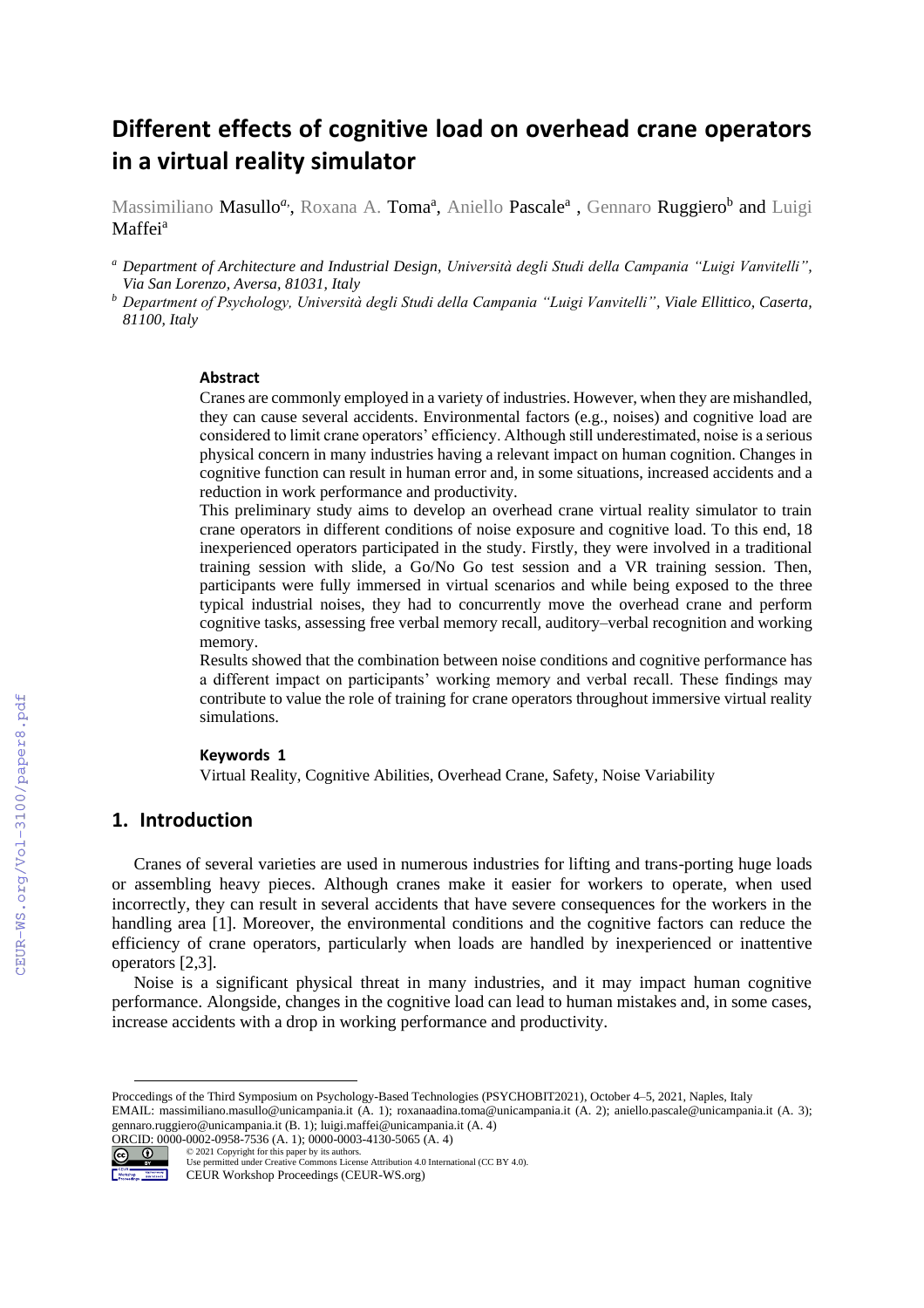# Different effects of cognitive load on overhead crane operators in a virtual reality simulator

Massimiliano Masullo[a], Roxana A. Toma[a], Aniello Pascale[a] , Gennaro Ruggiero[b] and Luigi Maffei[a]

[a] *Department of Architecture and Industrial Design, Università degli Studi della Campania "Luigi Vanvitelli", Via San Lorenzo, Aversa, 81031, Italy*

[b] *Department of Psychology, Università degli Studi della Campania "Luigi Vanvitelli", Viale Ellittico, Caserta, 81100, Italy*

### Abstract

Cranes are commonly employed in a variety of industries. However, when they are mishandled, they can cause several accidents. Environmental factors (e.g., noises) and cognitive load are considered to limit crane operators' efficiency. Although still underestimated, noise is a serious physical concern in many industries having a relevant impact on human cognition. Changes in cognitive function can result in human error and, in some situations, increased accidents and a reduction in work performance and productivity.

This preliminary study aims to develop an overhead crane virtual reality simulator to train crane operators in different conditions of noise exposure and cognitive load. To this end, 18 inexperienced operators participated in the study. Firstly, they were involved in a traditional training session with slide, a Go/No Go test session and a VR training session. Then, participants were fully immersed in virtual scenarios and while being exposed to the three typical industrial noises, they had to concurrently move the overhead crane and perform cognitive tasks, assessing free verbal memory recall, auditory–verbal recognition and working memory.

Results showed that the combination between noise conditions and cognitive performance has a different impact on participants' working memory and verbal recall. These findings may contribute to value the role of training for crane operators throughout immersive virtual reality simulations.

### Keywords 1

Virtual Reality, Cognitive Abilities, Overhead Crane, Safety, Noise Variability

## 1. Introduction

Cranes of several varieties are used in numerous industries for lifting and trans-porting huge loads or assembling heavy pieces. Although cranes make it easier for workers to operate, when used incorrectly, they can result in several accidents that have severe consequences for the workers in the handling area [1]. Moreover, the environmental conditions and the cognitive factors can reduce the efficiency of crane operators, particularly when loads are handled by inexperienced or inattentive operators [2,3].

Noise is a significant physical threat in many industries, and it may impact human cognitive performance. Alongside, changes in the cognitive load can lead to human mistakes and, in some cases, increase accidents with a drop in working performance and productivity.

---

Proccedings of the Third Symposium on Psychology-Based Technologies (PSYCHOBIT2021), October 4–5, 2021, Naples, Italy
EMAIL: massimiliano.masullo@unicampania.it (A. 1); roxanaadina.toma@unicampania.it (A. 2); aniello.pascale@unicampania.it (A. 3); gennaro.ruggiero@unicampania.it (B. 1); luigi.maffei@unicampania.it (A. 4)
ORCID: 0000-0002-0958-7536 (A. 1); 0000-0003-4130-5065 (A. 4)
© 2021 Copyright for this paper by its authors.
Use permitted under Creative Commons License Attribution 4.0 International (CC BY 4.0).
CEUR Workshop Proceedings (CEUR-WS.org)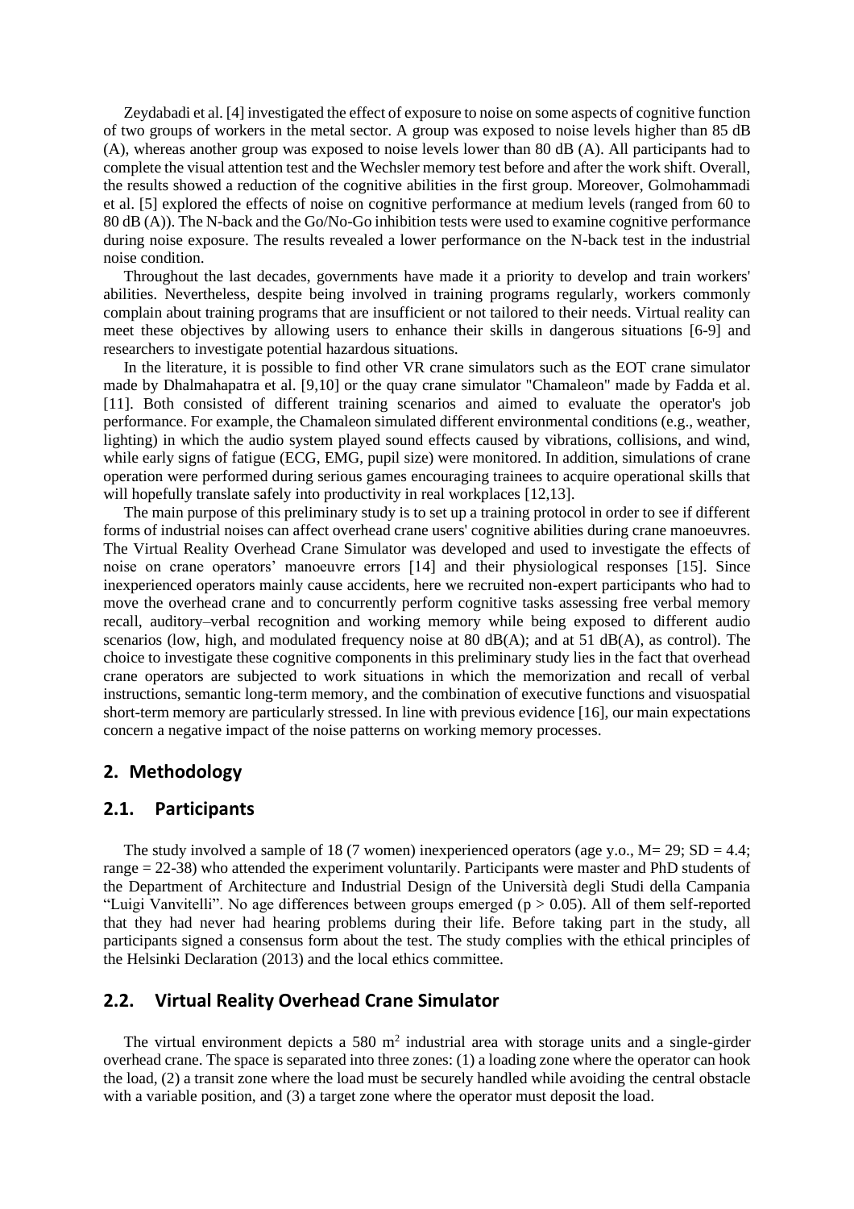Zeydabadi et al. [4] investigated the effect of exposure to noise on some aspects of cognitive function of two groups of workers in the metal sector. A group was exposed to noise levels higher than 85 dB (A), whereas another group was exposed to noise levels lower than 80 dB (A). All participants had to complete the visual attention test and the Wechsler memory test before and after the work shift. Overall, the results showed a reduction of the cognitive abilities in the first group. Moreover, Golmohammadi et al. [5] explored the effects of noise on cognitive performance at medium levels (ranged from 60 to 80 dB (A)). The N-back and the Go/No-Go inhibition tests were used to examine cognitive performance during noise exposure. The results revealed a lower performance on the N-back test in the industrial noise condition.

Throughout the last decades, governments have made it a priority to develop and train workers' abilities. Nevertheless, despite being involved in training programs regularly, workers commonly complain about training programs that are insufficient or not tailored to their needs. Virtual reality can meet these objectives by allowing users to enhance their skills in dangerous situations [6-9] and researchers to investigate potential hazardous situations.

In the literature, it is possible to find other VR crane simulators such as the EOT crane simulator made by Dhalmahapatra et al. [9,10] or the quay crane simulator "Chamaleon" made by Fadda et al. [11]. Both consisted of different training scenarios and aimed to evaluate the operator's job performance. For example, the Chamaleon simulated different environmental conditions (e.g., weather, lighting) in which the audio system played sound effects caused by vibrations, collisions, and wind, while early signs of fatigue (ECG, EMG, pupil size) were monitored. In addition, simulations of crane operation were performed during serious games encouraging trainees to acquire operational skills that will hopefully translate safely into productivity in real workplaces [12,13].

The main purpose of this preliminary study is to set up a training protocol in order to see if different forms of industrial noises can affect overhead crane users' cognitive abilities during crane manoeuvres. The Virtual Reality Overhead Crane Simulator was developed and used to investigate the effects of noise on crane operators' manoeuvre errors [14] and their physiological responses [15]. Since inexperienced operators mainly cause accidents, here we recruited non-expert participants who had to move the overhead crane and to concurrently perform cognitive tasks assessing free verbal memory recall, auditory–verbal recognition and working memory while being exposed to different audio scenarios (low, high, and modulated frequency noise at 80 dB(A); and at 51 dB(A), as control). The choice to investigate these cognitive components in this preliminary study lies in the fact that overhead crane operators are subjected to work situations in which the memorization and recall of verbal instructions, semantic long-term memory, and the combination of executive functions and visuospatial short-term memory are particularly stressed. In line with previous evidence [16], our main expectations concern a negative impact of the noise patterns on working memory processes.

## 2. Methodology

### 2.1. Participants

The study involved a sample of 18 (7 women) inexperienced operators (age y.o., $M = 29$; $SD = 4.4$; range = 22-38) who attended the experiment voluntarily. Participants were master and PhD students of the Department of Architecture and Industrial Design of the Università degli Studi della Campania "Luigi Vanvitelli". No age differences between groups emerged ($p > 0.05$). All of them self-reported that they had never had hearing problems during their life. Before taking part in the study, all participants signed a consensus form about the test. The study complies with the ethical principles of the Helsinki Declaration (2013) and the local ethics committee.

### 2.2. Virtual Reality Overhead Crane Simulator

The virtual environment depicts a 580 $m^2$ industrial area with storage units and a single-girder overhead crane. The space is separated into three zones: (1) a loading zone where the operator can hook the load, (2) a transit zone where the load must be securely handled while avoiding the central obstacle with a variable position, and (3) a target zone where the operator must deposit the load.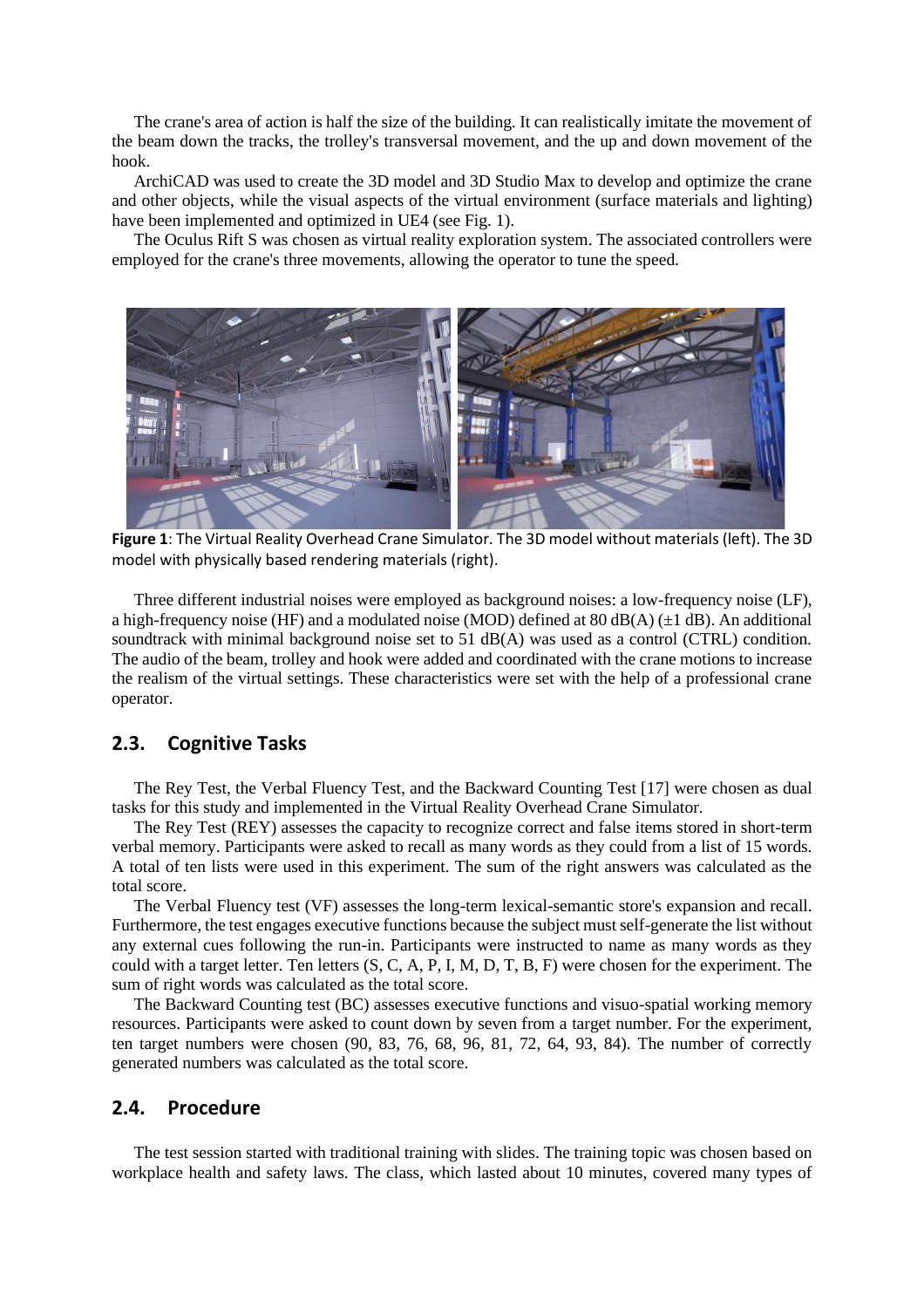The crane's area of action is half the size of the building. It can realistically imitate the movement of the beam down the tracks, the trolley's transversal movement, and the up and down movement of the hook.

ArchiCAD was used to create the 3D model and 3D Studio Max to develop and optimize the crane and other objects, while the visual aspects of the virtual environment (surface materials and lighting) have been implemented and optimized in UE4 (see Fig. 1).

The Oculus Rift S was chosen as virtual reality exploration system. The associated controllers were employed for the crane's three movements, allowing the operator to tune the speed.

**Figure 1**: The Virtual Reality Overhead Crane Simulator. The 3D model without materials (left). The 3D model with physically based rendering materials (right).

Three different industrial noises were employed as background noises: a low-frequency noise (LF), a high-frequency noise (HF) and a modulated noise (MOD) defined at 80 dB(A) (±1 dB). An additional soundtrack with minimal background noise set to 51 dB(A) was used as a control (CTRL) condition. The audio of the beam, trolley and hook were added and coordinated with the crane motions to increase the realism of the virtual settings. These characteristics were set with the help of a professional crane operator.

## 2.3. Cognitive Tasks

The Rey Test, the Verbal Fluency Test, and the Backward Counting Test [17] were chosen as dual tasks for this study and implemented in the Virtual Reality Overhead Crane Simulator.

The Rey Test (REY) assesses the capacity to recognize correct and false items stored in short-term verbal memory. Participants were asked to recall as many words as they could from a list of 15 words. A total of ten lists were used in this experiment. The sum of the right answers was calculated as the total score.

The Verbal Fluency test (VF) assesses the long-term lexical-semantic store's expansion and recall. Furthermore, the test engages executive functions because the subject must self-generate the list without any external cues following the run-in. Participants were instructed to name as many words as they could with a target letter. Ten letters (S, C, A, P, I, M, D, T, B, F) were chosen for the experiment. The sum of right words was calculated as the total score.

The Backward Counting test (BC) assesses executive functions and visuo-spatial working memory resources. Participants were asked to count down by seven from a target number. For the experiment, ten target numbers were chosen (90, 83, 76, 68, 96, 81, 72, 64, 93, 84). The number of correctly generated numbers was calculated as the total score.

## 2.4. Procedure

The test session started with traditional training with slides. The training topic was chosen based on workplace health and safety laws. The class, which lasted about 10 minutes, covered many types of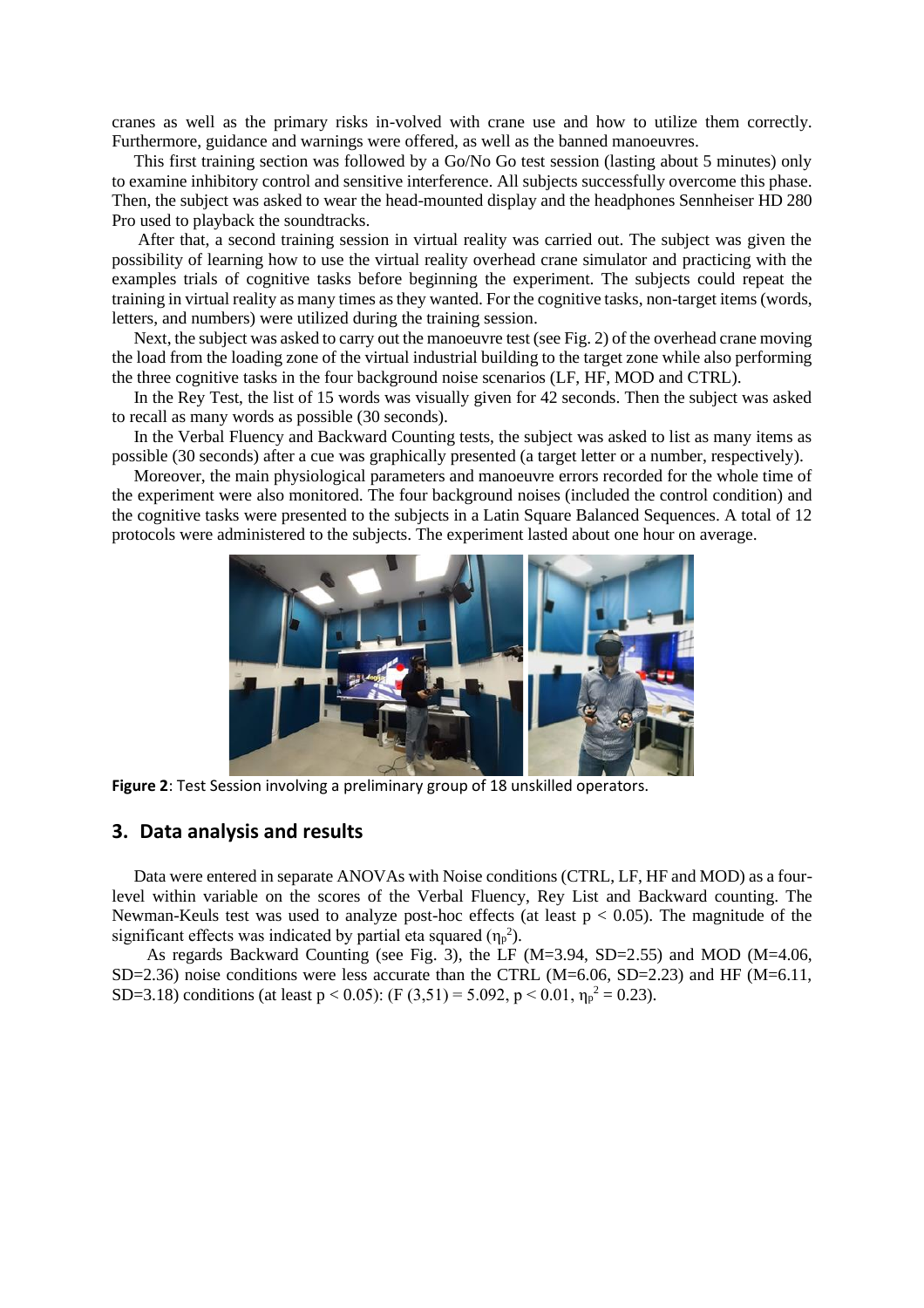cranes as well as the primary risks in-volved with crane use and how to utilize them correctly. Furthermore, guidance and warnings were offered, as well as the banned manoeuvres.

This first training section was followed by a Go/No Go test session (lasting about 5 minutes) only to examine inhibitory control and sensitive interference. All subjects successfully overcome this phase. Then, the subject was asked to wear the head-mounted display and the headphones Sennheiser HD 280 Pro used to playback the soundtracks.

After that, a second training session in virtual reality was carried out. The subject was given the possibility of learning how to use the virtual reality overhead crane simulator and practicing with the examples trials of cognitive tasks before beginning the experiment. The subjects could repeat the training in virtual reality as many times as they wanted. For the cognitive tasks, non-target items (words, letters, and numbers) were utilized during the training session.

Next, the subject was asked to carry out the manoeuvre test (see Fig. 2) of the overhead crane moving the load from the loading zone of the virtual industrial building to the target zone while also performing the three cognitive tasks in the four background noise scenarios (LF, HF, MOD and CTRL).

In the Rey Test, the list of 15 words was visually given for 42 seconds. Then the subject was asked to recall as many words as possible (30 seconds).

In the Verbal Fluency and Backward Counting tests, the subject was asked to list as many items as possible (30 seconds) after a cue was graphically presented (a target letter or a number, respectively).

Moreover, the main physiological parameters and manoeuvre errors recorded for the whole time of the experiment were also monitored. The four background noises (included the control condition) and the cognitive tasks were presented to the subjects in a Latin Square Balanced Sequences. A total of 12 protocols were administered to the subjects. The experiment lasted about one hour on average.

**Figure 2**: Test Session involving a preliminary group of 18 unskilled operators.

## 3. Data analysis and results

Data were entered in separate ANOVAs with Noise conditions (CTRL, LF, HF and MOD) as a four-level within variable on the scores of the Verbal Fluency, Rey List and Backward counting. The Newman-Keuls test was used to analyze post-hoc effects (at least $p < 0.05$). The magnitude of the significant effects was indicated by partial eta squared ($\eta_p^2$).

As regards Backward Counting (see Fig. 3), the LF (M=3.94, SD=2.55) and MOD (M=4.06, SD=2.36) noise conditions were less accurate than the CTRL (M=6.06, SD=2.23) and HF (M=6.11, SD=3.18) conditions (at least $p < 0.05$): ($F\ (3,51) = 5.092$, $p < 0.01$, $\eta_p^2 = 0.23$).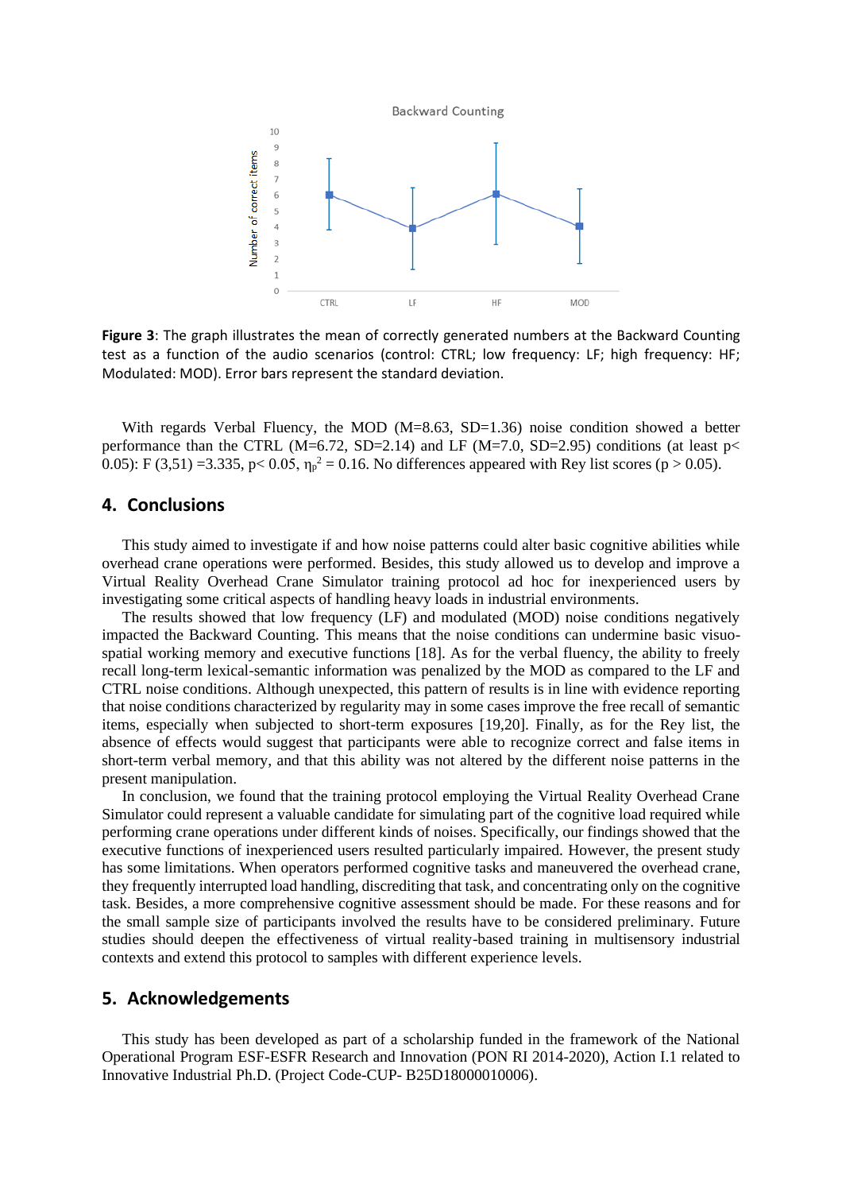**Figure 3**: The graph illustrates the mean of correctly generated numbers at the Backward Counting test as a function of the audio scenarios (control: CTRL; low frequency: LF; high frequency: HF; Modulated: MOD). Error bars represent the standard deviation.

With regards Verbal Fluency, the MOD (M=8.63, SD=1.36) noise condition showed a better performance than the CTRL (M=6.72, SD=2.14) and LF (M=7.0, SD=2.95) conditions (at least $p< 0.05$): $F(3,51) = 3.335$, $p< 0.05$, $\eta_p^2 = 0.16$. No differences appeared with Rey list scores ($p > 0.05$).

## 4. Conclusions

This study aimed to investigate if and how noise patterns could alter basic cognitive abilities while overhead crane operations were performed. Besides, this study allowed us to develop and improve a Virtual Reality Overhead Crane Simulator training protocol ad hoc for inexperienced users by investigating some critical aspects of handling heavy loads in industrial environments.

The results showed that low frequency (LF) and modulated (MOD) noise conditions negatively impacted the Backward Counting. This means that the noise conditions can undermine basic visuo-spatial working memory and executive functions [18]. As for the verbal fluency, the ability to freely recall long-term lexical-semantic information was penalized by the MOD as compared to the LF and CTRL noise conditions. Although unexpected, this pattern of results is in line with evidence reporting that noise conditions characterized by regularity may in some cases improve the free recall of semantic items, especially when subjected to short-term exposures [19,20]. Finally, as for the Rey list, the absence of effects would suggest that participants were able to recognize correct and false items in short-term verbal memory, and that this ability was not altered by the different noise patterns in the present manipulation.

In conclusion, we found that the training protocol employing the Virtual Reality Overhead Crane Simulator could represent a valuable candidate for simulating part of the cognitive load required while performing crane operations under different kinds of noises. Specifically, our findings showed that the executive functions of inexperienced users resulted particularly impaired. However, the present study has some limitations. When operators performed cognitive tasks and maneuvered the overhead crane, they frequently interrupted load handling, discrediting that task, and concentrating only on the cognitive task. Besides, a more comprehensive cognitive assessment should be made. For these reasons and for the small sample size of participants involved the results have to be considered preliminary. Future studies should deepen the effectiveness of virtual reality-based training in multisensory industrial contexts and extend this protocol to samples with different experience levels.

## 5. Acknowledgements

This study has been developed as part of a scholarship funded in the framework of the National Operational Program ESF-ESFR Research and Innovation (PON RI 2014-2020), Action I.1 related to Innovative Industrial Ph.D. (Project Code-CUP- B25D18000010006).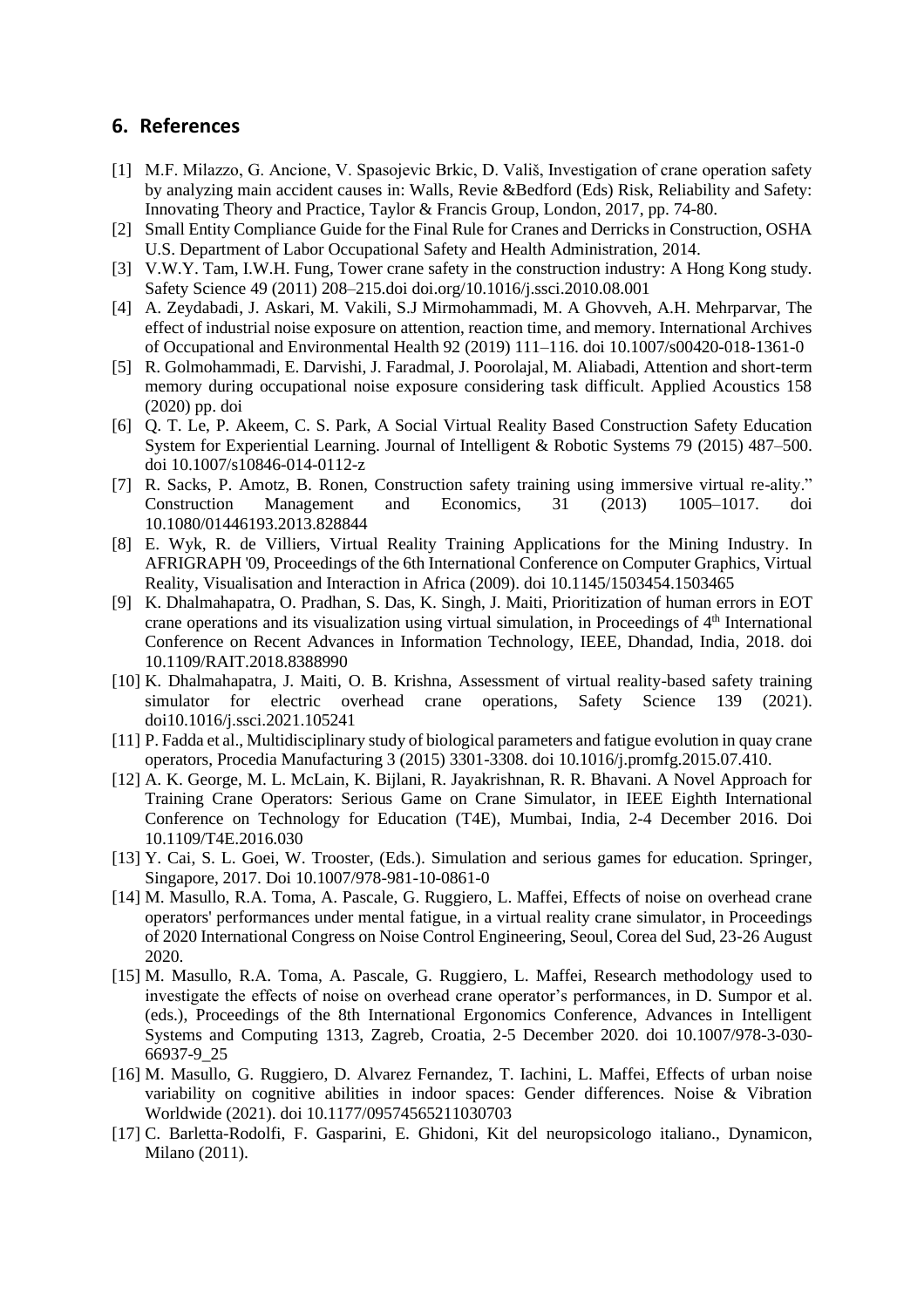## 6. References

[1] M.F. Milazzo, G. Ancione, V. Spasojevic Brkic, D. Vališ, Investigation of crane operation safety by analyzing main accident causes in: Walls, Revie &Bedford (Eds) Risk, Reliability and Safety: Innovating Theory and Practice, Taylor & Francis Group, London, 2017, pp. 74-80.

[2] Small Entity Compliance Guide for the Final Rule for Cranes and Derricks in Construction, OSHA U.S. Department of Labor Occupational Safety and Health Administration, 2014.

[3] V.W.Y. Tam, I.W.H. Fung, Tower crane safety in the construction industry: A Hong Kong study. Safety Science 49 (2011) 208–215.doi doi.org/10.1016/j.ssci.2010.08.001

[4] A. Zeydabadi, J. Askari, M. Vakili, S.J Mirmohammadi, M. A Ghovveh, A.H. Mehrparvar, The effect of industrial noise exposure on attention, reaction time, and memory. International Archives of Occupational and Environmental Health 92 (2019) 111–116. doi 10.1007/s00420-018-1361-0

[5] R. Golmohammadi, E. Darvishi, J. Faradmal, J. Poorolajal, M. Aliabadi, Attention and short-term memory during occupational noise exposure considering task difficult. Applied Acoustics 158 (2020) pp. doi

[6] Q. T. Le, P. Akeem, C. S. Park, A Social Virtual Reality Based Construction Safety Education System for Experiential Learning. Journal of Intelligent & Robotic Systems 79 (2015) 487–500. doi 10.1007/s10846-014-0112-z

[7] R. Sacks, P. Amotz, B. Ronen, Construction safety training using immersive virtual re-ality." Construction Management and Economics, 31 (2013) 1005–1017. doi 10.1080/01446193.2013.828844

[8] E. Wyk, R. de Villiers, Virtual Reality Training Applications for the Mining Industry. In AFRIGRAPH '09, Proceedings of the 6th International Conference on Computer Graphics, Virtual Reality, Visualisation and Interaction in Africa (2009). doi 10.1145/1503454.1503465

[9] K. Dhalmahapatra, O. Pradhan, S. Das, K. Singh, J. Maiti, Prioritization of human errors in EOT crane operations and its visualization using virtual simulation, in Proceedings of 4th International Conference on Recent Advances in Information Technology, IEEE, Dhandad, India, 2018. doi 10.1109/RAIT.2018.8388990

[10] K. Dhalmahapatra, J. Maiti, O. B. Krishna, Assessment of virtual reality-based safety training simulator for electric overhead crane operations, Safety Science 139 (2021). doi10.1016/j.ssci.2021.105241

[11] P. Fadda et al., Multidisciplinary study of biological parameters and fatigue evolution in quay crane operators, Procedia Manufacturing 3 (2015) 3301-3308. doi 10.1016/j.promfg.2015.07.410.

[12] A. K. George, M. L. McLain, K. Bijlani, R. Jayakrishnan, R. R. Bhavani. A Novel Approach for Training Crane Operators: Serious Game on Crane Simulator, in IEEE Eighth International Conference on Technology for Education (T4E), Mumbai, India, 2-4 December 2016. Doi 10.1109/T4E.2016.030

[13] Y. Cai, S. L. Goei, W. Trooster, (Eds.). Simulation and serious games for education. Springer, Singapore, 2017. Doi 10.1007/978-981-10-0861-0

[14] M. Masullo, R.A. Toma, A. Pascale, G. Ruggiero, L. Maffei, Effects of noise on overhead crane operators' performances under mental fatigue, in a virtual reality crane simulator, in Proceedings of 2020 International Congress on Noise Control Engineering, Seoul, Corea del Sud, 23-26 August 2020.

[15] M. Masullo, R.A. Toma, A. Pascale, G. Ruggiero, L. Maffei, Research methodology used to investigate the effects of noise on overhead crane operator's performances, in D. Sumpor et al. (eds.), Proceedings of the 8th International Ergonomics Conference, Advances in Intelligent Systems and Computing 1313, Zagreb, Croatia, 2-5 December 2020. doi 10.1007/978-3-030-66937-9_25

[16] M. Masullo, G. Ruggiero, D. Alvarez Fernandez, T. Iachini, L. Maffei, Effects of urban noise variability on cognitive abilities in indoor spaces: Gender differences. Noise & Vibration Worldwide (2021). doi 10.1177/09574565211030703

[17] C. Barletta-Rodolfi, F. Gasparini, E. Ghidoni, Kit del neuropsicologo italiano., Dynamicon, Milano (2011).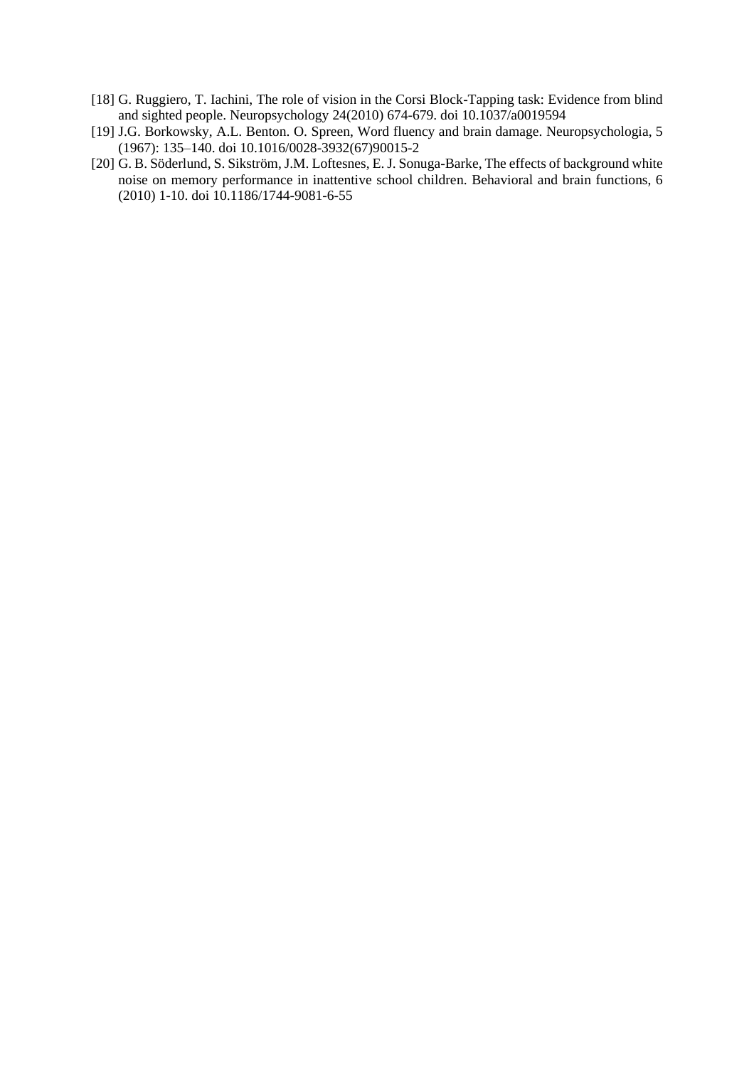[18] G. Ruggiero, T. Iachini, The role of vision in the Corsi Block-Tapping task: Evidence from blind and sighted people. Neuropsychology 24(2010) 674-679. doi 10.1037/a0019594

[19] J.G. Borkowsky, A.L. Benton. O. Spreen, Word fluency and brain damage. Neuropsychologia, 5 (1967): 135–140. doi 10.1016/0028-3932(67)90015-2

[20] G. B. Söderlund, S. Sikström, J.M. Loftesnes, E. J. Sonuga-Barke, The effects of background white noise on memory performance in inattentive school children. Behavioral and brain functions, 6 (2010) 1-10. doi 10.1186/1744-9081-6-55